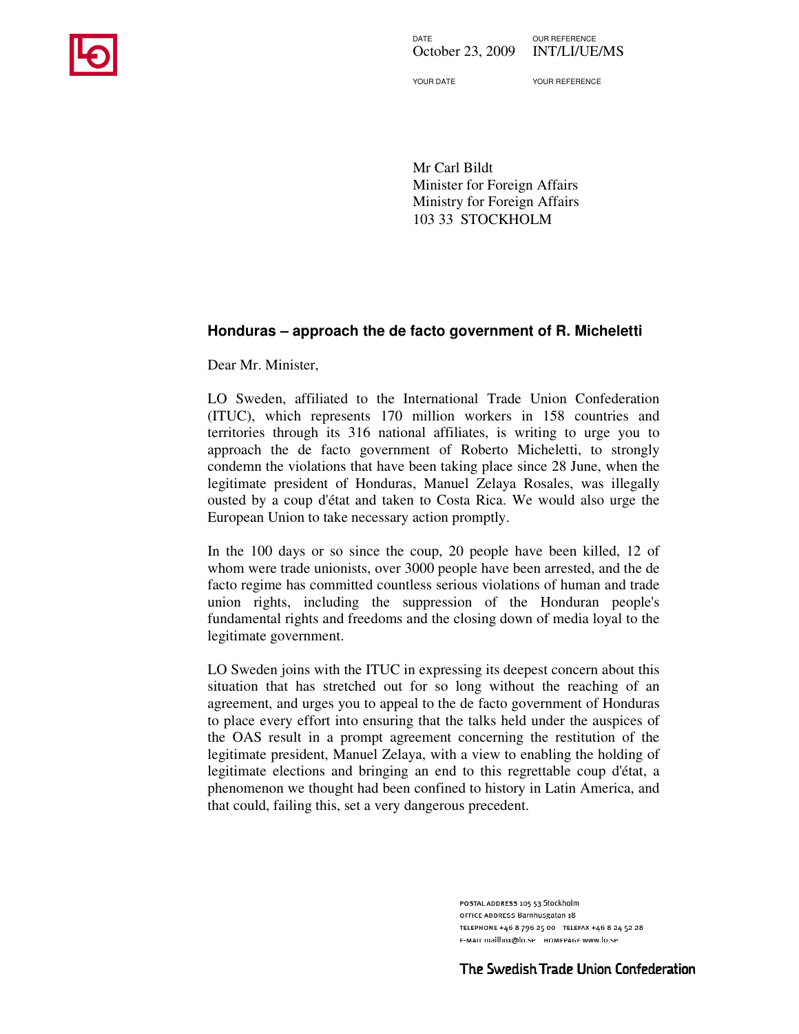DATE
October 23, 2009

OUR REFERENCE
INT/LI/UE/MS

YOUR DATE

YOUR REFERENCE

Mr Carl Bildt
Minister for Foreign Affairs
Ministry for Foreign Affairs
103 33 STOCKHOLM

**Honduras – approach the de facto government of R. Micheletti**

Dear Mr. Minister,

LO Sweden, affiliated to the International Trade Union Confederation (ITUC), which represents 170 million workers in 158 countries and territories through its 316 national affiliates, is writing to urge you to approach the de facto government of Roberto Micheletti, to strongly condemn the violations that have been taking place since 28 June, when the legitimate president of Honduras, Manuel Zelaya Rosales, was illegally ousted by a coup d'état and taken to Costa Rica. We would also urge the European Union to take necessary action promptly.

In the 100 days or so since the coup, 20 people have been killed, 12 of whom were trade unionists, over 3000 people have been arrested, and the de facto regime has committed countless serious violations of human and trade union rights, including the suppression of the Honduran people's fundamental rights and freedoms and the closing down of media loyal to the legitimate government.

LO Sweden joins with the ITUC in expressing its deepest concern about this situation that has stretched out for so long without the reaching of an agreement, and urges you to appeal to the de facto government of Honduras to place every effort into ensuring that the talks held under the auspices of the OAS result in a prompt agreement concerning the restitution of the legitimate president, Manuel Zelaya, with a view to enabling the holding of legitimate elections and bringing an end to this regrettable coup d'état, a phenomenon we thought had been confined to history in Latin America, and that could, failing this, set a very dangerous precedent.

POSTAL ADDRESS 105 53 Stockholm
OFFICE ADDRESS Barnhusgatan 18
TELEPHONE +46 8 796 25 00 TELEFAX +46 8 24 52 28
E-MAIL mailbox@lo.se HOMEPAGE www.lo.se

The Swedish Trade Union Confederation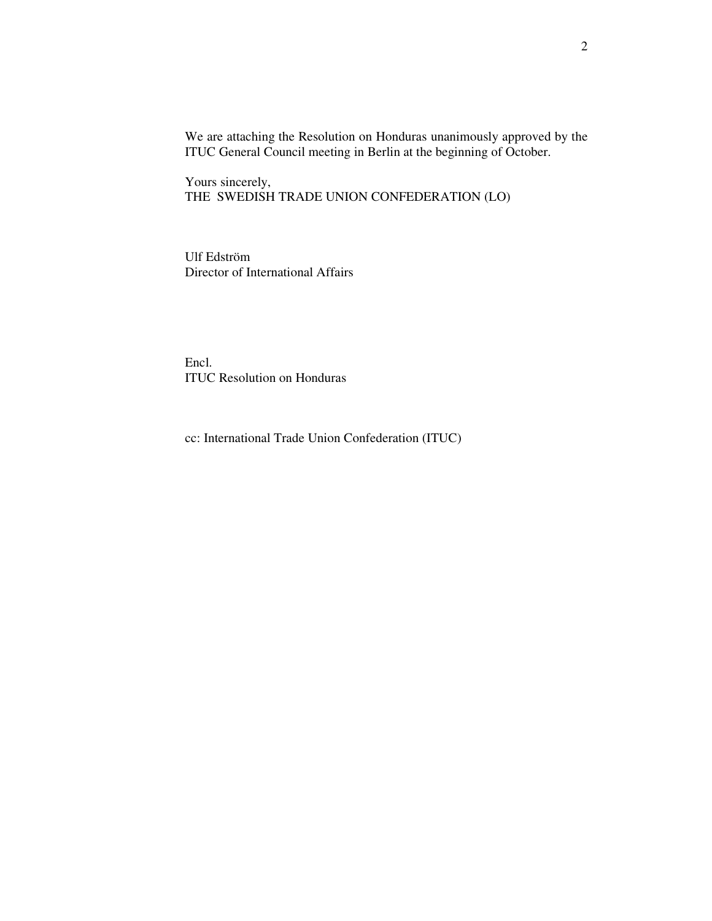We are attaching the Resolution on Honduras unanimously approved by the ITUC General Council meeting in Berlin at the beginning of October.

Yours sincerely,
THE SWEDISH TRADE UNION CONFEDERATION (LO)

Ulf Edström
Director of International Affairs

Encl.
ITUC Resolution on Honduras

cc: International Trade Union Confederation (ITUC)